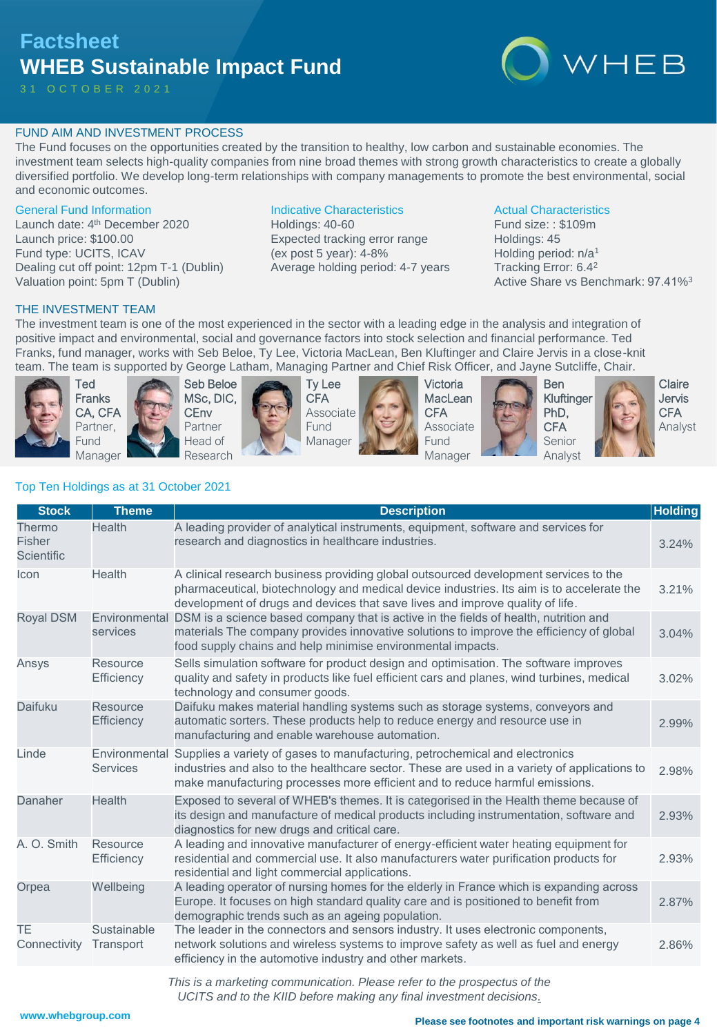# Factsheet

# WHEB Sustainable Impact Fund

31 OCTOBER 2021

## FUND AIM AND INVESTMENT PROCESS

The Fund focuses on the opportunities created by the transition to healthy, low carbon and sustainable economies. The investment team selects high-quality companies from nine broad themes with strong growth characteristics to create a globally diversified portfolio. We develop long-term relationships with company managements to promote the best environmental, social and economic outcomes.

### General Fund Information

Launch date: 4th December 2020
Launch price: $100.00
Fund type: UCITS, ICAV
Dealing cut off point: 12pm T-1 (Dublin)
Valuation point: 5pm T (Dublin)

### Indicative Characteristics

Holdings: 40-60
Expected tracking error range
(ex post 5 year): 4-8%
Average holding period: 4-7 years

### Actual Characteristics

Fund size: : $109m
Holdings: 45
Holding period: n/a[1]
Tracking Error: 6.4[2]
Active Share vs Benchmark: 97.41%[3]

## THE INVESTMENT TEAM

The investment team is one of the most experienced in the sector with a leading edge in the analysis and integration of positive impact and environmental, social and governance factors into stock selection and financial performance. Ted Franks, fund manager, works with Seb Beloe, Ty Lee, Victoria MacLean, Ben Kluftinger and Claire Jervis in a close-knit team. The team is supported by George Latham, Managing Partner and Chief Risk Officer, and Jayne Sutcliffe, Chair.

- **Ted Franks** CA, CFA — Partner, Fund Manager
- **Seb Beloe** MSc, DIC, CEnv — Partner, Head of Research
- **Ty Lee** CFA — Associate Fund Manager
- **Victoria MacLean** CFA — Associate Fund Manager
- **Ben Kluftinger** PhD, CFA — Senior Analyst
- **Claire Jervis** CFA — Analyst

### Top Ten Holdings as at 31 October 2021

| Stock | Theme | Description | Holding |
|---|---|---|---|
| Thermo Fisher Scientific | Health | A leading provider of analytical instruments, equipment, software and services for research and diagnostics in healthcare industries. | 3.24% |
| Icon | Health | A clinical research business providing global outsourced development services to the pharmaceutical, biotechnology and medical device industries. Its aim is to accelerate the development of drugs and devices that save lives and improve quality of life. | 3.21% |
| Royal DSM | Environmental services | DSM is a science based company that is active in the fields of health, nutrition and materials The company provides innovative solutions to improve the efficiency of global food supply chains and help minimise environmental impacts. | 3.04% |
| Ansys | Resource Efficiency | Sells simulation software for product design and optimisation. The software improves quality and safety in products like fuel efficient cars and planes, wind turbines, medical technology and consumer goods. | 3.02% |
| Daifuku | Resource Efficiency | Daifuku makes material handling systems such as storage systems, conveyors and automatic sorters. These products help to reduce energy and resource use in manufacturing and enable warehouse automation. | 2.99% |
| Linde | Environmental Services | Supplies a variety of gases to manufacturing, petrochemical and electronics industries and also to the healthcare sector. These are used in a variety of applications to make manufacturing processes more efficient and to reduce harmful emissions. | 2.98% |
| Danaher | Health | Exposed to several of WHEB's themes. It is categorised in the Health theme because of its design and manufacture of medical products including instrumentation, software and diagnostics for new drugs and critical care. | 2.93% |
| A. O. Smith | Resource Efficiency | A leading and innovative manufacturer of energy-efficient water heating equipment for residential and commercial use. It also manufacturers water purification products for residential and light commercial applications. | 2.93% |
| Orpea | Wellbeing | A leading operator of nursing homes for the elderly in France which is expanding across Europe. It focuses on high standard quality care and is positioned to benefit from demographic trends such as an ageing population. | 2.87% |
| TE Connectivity | Sustainable Transport | The leader in the connectors and sensors industry. It uses electronic components, network solutions and wireless systems to improve safety as well as fuel and energy efficiency in the automotive industry and other markets. | 2.86% |

*This is a marketing communication. Please refer to the prospectus of the UCITS and to the KIID before making any final investment decisions.*

www.whebgroup.com

**Please see footnotes and important risk warnings on page 4**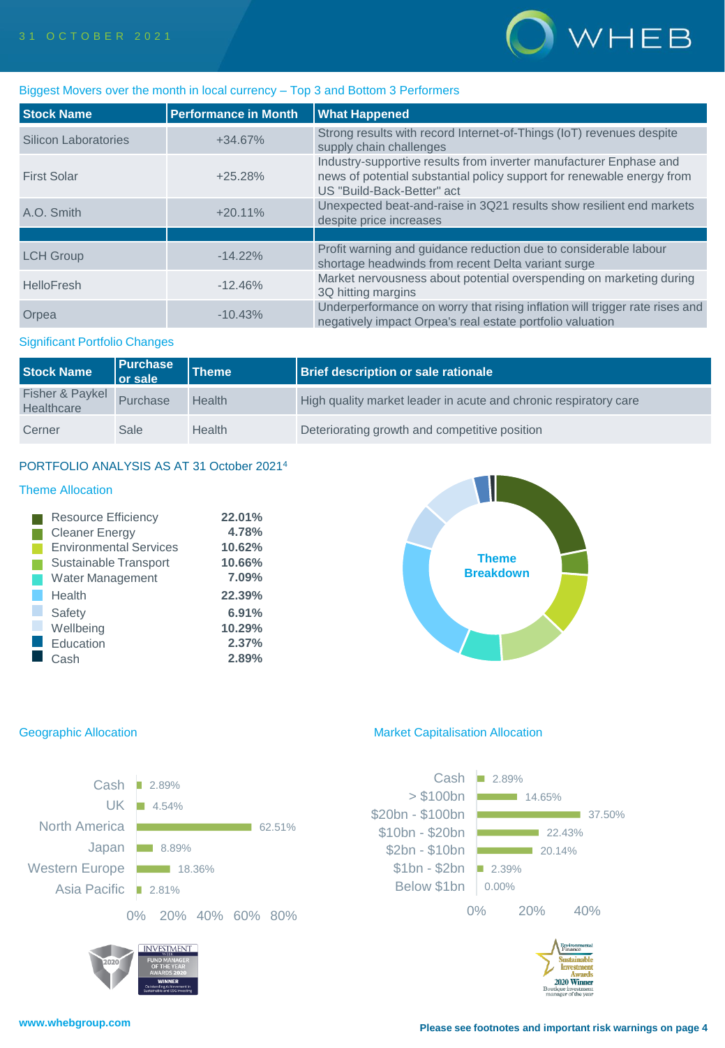## Biggest Movers over the month in local currency – Top 3 and Bottom 3 Performers

| Stock Name | Performance in Month | What Happened |
|---|---|---|
| Silicon Laboratories | +34.67% | Strong results with record Internet-of-Things (IoT) revenues despite supply chain challenges |
| First Solar | +25.28% | Industry-supportive results from inverter manufacturer Enphase and news of potential substantial policy support for renewable energy from US "Build-Back-Better" act |
| A.O. Smith | +20.11% | Unexpected beat-and-raise in 3Q21 results show resilient end markets despite price increases |
| | | |
| LCH Group | -14.22% | Profit warning and guidance reduction due to considerable labour shortage headwinds from recent Delta variant surge |
| HelloFresh | -12.46% | Market nervousness about potential overspending on marketing during 3Q hitting margins |
| Orpea | -10.43% | Underperformance on worry that rising inflation will trigger rate rises and negatively impact Orpea's real estate portfolio valuation |

## Significant Portfolio Changes

| Stock Name | Purchase or sale | Theme | Brief description or sale rationale |
|---|---|---|---|
| Fisher & Paykel Healthcare | Purchase | Health | High quality market leader in acute and chronic respiratory care |
| Cerner | Sale | Health | Deteriorating growth and competitive position |

## PORTFOLIO ANALYSIS AS AT 31 October 2021[4]

### Theme Allocation

| Theme | Allocation |
|---|---|
| Resource Efficiency | 22.01% |
| Cleaner Energy | 4.78% |
| Environmental Services | 10.62% |
| Sustainable Transport | 10.66% |
| Water Management | 7.09% |
| Health | 22.39% |
| Safety | 6.91% |
| Wellbeing | 10.29% |
| Education | 2.37% |
| Cash | 2.89% |

Theme Breakdown

### Geographic Allocation

| Region | Allocation |
|---|---|
| Cash | 2.89% |
| UK | 4.54% |
| North America | 62.51% |
| Japan | 8.89% |
| Western Europe | 18.36% |
| Asia Pacific | 2.81% |

### Market Capitalisation Allocation

| Market Cap | Allocation |
|---|---|
| Cash | 2.89% |
| > $100bn | 14.65% |
| $20bn - $100bn | 37.50% |
| $10bn - $20bn | 22.43% |
| $2bn - $10bn | 20.14% |
| $1bn - $2bn | 2.39% |
| Below $1bn | 0.00% |

www.whebgroup.com

**Please see footnotes and important risk warnings on page 4**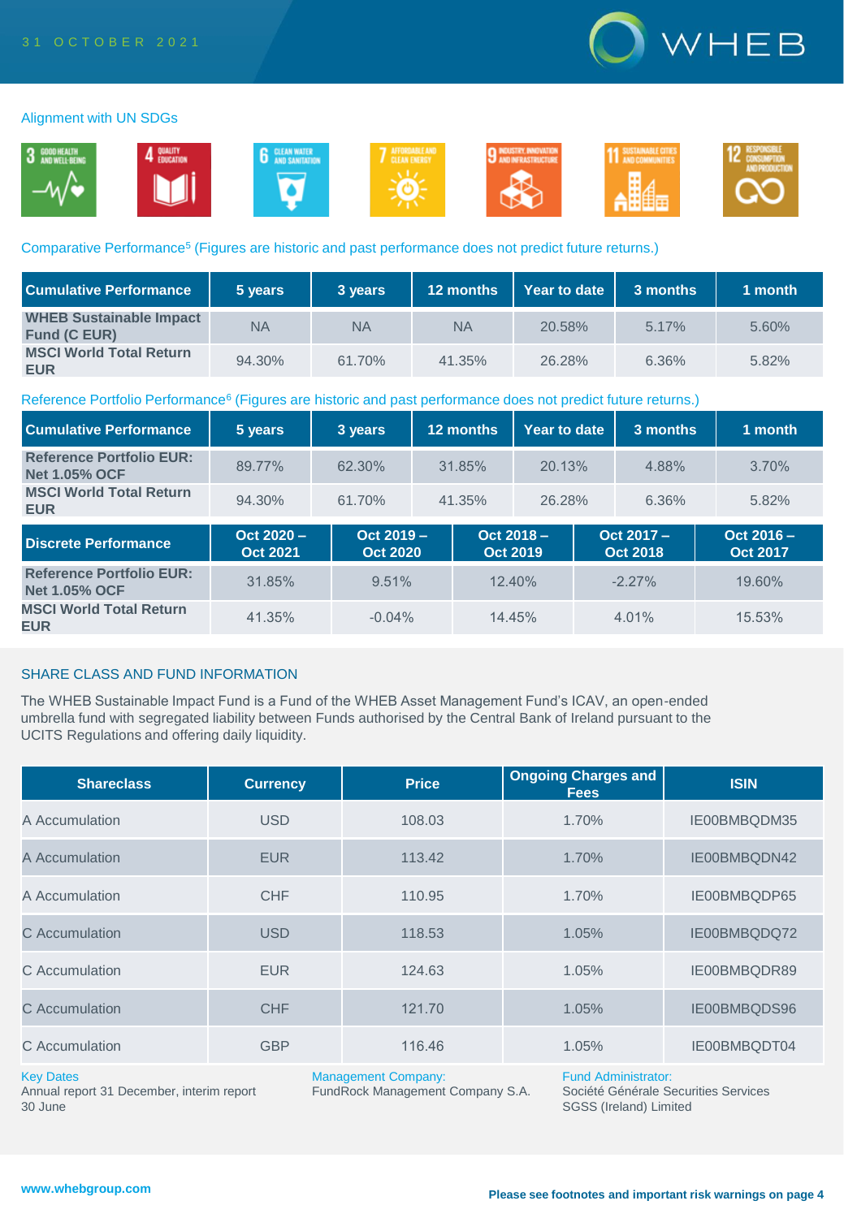31 OCTOBER 2021

### Alignment with UN SDGs

3 GOOD HEALTH AND WELL-BEING; 4 QUALITY EDUCATION; 6 CLEAN WATER AND SANITATION; 7 AFFORDABLE AND CLEAN ENERGY; 9 INDUSTRY, INNOVATION AND INFRASTRUCTURE; 11 SUSTAINABLE CITIES AND COMMUNITIES; 12 RESPONSIBLE CONSUMPTION AND PRODUCTION

### Comparative Performance[5] (Figures are historic and past performance does not predict future returns.)

| Cumulative Performance | 5 years | 3 years | 12 months | Year to date | 3 months | 1 month |
|---|---|---|---|---|---|---|
| **WHEB Sustainable Impact Fund (C EUR)** | NA | NA | NA | 20.58% | 5.17% | 5.60% |
| **MSCI World Total Return EUR** | 94.30% | 61.70% | 41.35% | 26.28% | 6.36% | 5.82% |

### Reference Portfolio Performance[6] (Figures are historic and past performance does not predict future returns.)

| Cumulative Performance | 5 years | 3 years | 12 months | Year to date | 3 months | 1 month |
|---|---|---|---|---|---|---|
| **Reference Portfolio EUR: Net 1.05% OCF** | 89.77% | 62.30% | 31.85% | 20.13% | 4.88% | 3.70% |
| **MSCI World Total Return EUR** | 94.30% | 61.70% | 41.35% | 26.28% | 6.36% | 5.82% |

| Discrete Performance | Oct 2020 – Oct 2021 | Oct 2019 – Oct 2020 | Oct 2018 – Oct 2019 | Oct 2017 – Oct 2018 | Oct 2016 – Oct 2017 |
|---|---|---|---|---|---|
| **Reference Portfolio EUR: Net 1.05% OCF** | 31.85% | 9.51% | 12.40% | -2.27% | 19.60% |
| **MSCI World Total Return EUR** | 41.35% | -0.04% | 14.45% | 4.01% | 15.53% |

## SHARE CLASS AND FUND INFORMATION

The WHEB Sustainable Impact Fund is a Fund of the WHEB Asset Management Fund's ICAV, an open-ended umbrella fund with segregated liability between Funds authorised by the Central Bank of Ireland pursuant to the UCITS Regulations and offering daily liquidity.

| Shareclass | Currency | Price | Ongoing Charges and Fees | ISIN |
|---|---|---|---|---|
| A Accumulation | USD | 108.03 | 1.70% | IE00BMBQDM35 |
| A Accumulation | EUR | 113.42 | 1.70% | IE00BMBQDN42 |
| A Accumulation | CHF | 110.95 | 1.70% | IE00BMBQDP65 |
| C Accumulation | USD | 118.53 | 1.05% | IE00BMBQDQ72 |
| C Accumulation | EUR | 124.63 | 1.05% | IE00BMBQDR89 |
| C Accumulation | CHF | 121.70 | 1.05% | IE00BMBQDS96 |
| C Accumulation | GBP | 116.46 | 1.05% | IE00BMBQDT04 |

**Key Dates**
Annual report 31 December, interim report 30 June

**Management Company:**
FundRock Management Company S.A.

**Fund Administrator:**
Société Générale Securities Services SGSS (Ireland) Limited

www.whebgroup.com

**Please see footnotes and important risk warnings on page 4**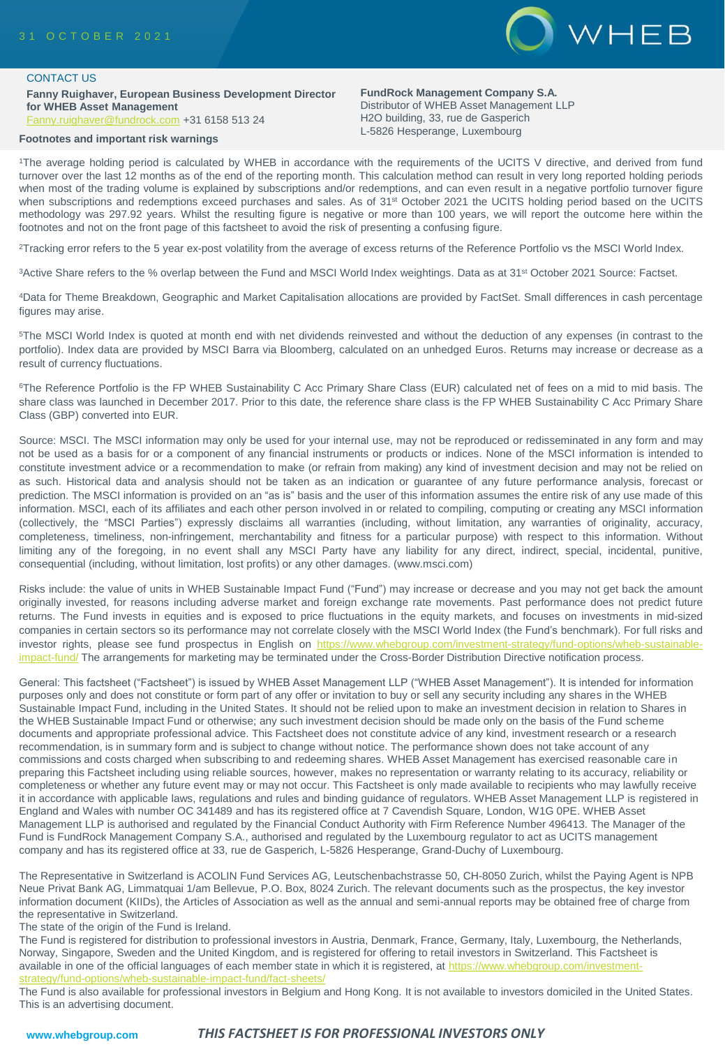31 OCTOBER 2021

## CONTACT US

**Fanny Ruighaver, European Business Development Director for WHEB Asset Management**
Fanny.ruighaver@fundrock.com +31 6158 513 24

**FundRock Management Company S.A.**
Distributor of WHEB Asset Management LLP
H2O building, 33, rue de Gasperich
L-5826 Hesperange, Luxembourg

**Footnotes and important risk warnings**

[1]The average holding period is calculated by WHEB in accordance with the requirements of the UCITS V directive, and derived from fund turnover over the last 12 months as of the end of the reporting month. This calculation method can result in very long reported holding periods when most of the trading volume is explained by subscriptions and/or redemptions, and can even result in a negative portfolio turnover figure when subscriptions and redemptions exceed purchases and sales. As of 31st October 2021 the UCITS holding period based on the UCITS methodology was 297.92 years. Whilst the resulting figure is negative or more than 100 years, we will report the outcome here within the footnotes and not on the front page of this factsheet to avoid the risk of presenting a confusing figure.

[2]Tracking error refers to the 5 year ex-post volatility from the average of excess returns of the Reference Portfolio vs the MSCI World Index.

[3]Active Share refers to the % overlap between the Fund and MSCI World Index weightings. Data as at 31st October 2021 Source: Factset.

[4]Data for Theme Breakdown, Geographic and Market Capitalisation allocations are provided by FactSet. Small differences in cash percentage figures may arise.

[5]The MSCI World Index is quoted at month end with net dividends reinvested and without the deduction of any expenses (in contrast to the portfolio). Index data are provided by MSCI Barra via Bloomberg, calculated on an unhedged Euros. Returns may increase or decrease as a result of currency fluctuations.

[6]The Reference Portfolio is the FP WHEB Sustainability C Acc Primary Share Class (EUR) calculated net of fees on a mid to mid basis. The share class was launched in December 2017. Prior to this date, the reference share class is the FP WHEB Sustainability C Acc Primary Share Class (GBP) converted into EUR.

Source: MSCI. The MSCI information may only be used for your internal use, may not be reproduced or redisseminated in any form and may not be used as a basis for or a component of any financial instruments or products or indices. None of the MSCI information is intended to constitute investment advice or a recommendation to make (or refrain from making) any kind of investment decision and may not be relied on as such. Historical data and analysis should not be taken as an indication or guarantee of any future performance analysis, forecast or prediction. The MSCI information is provided on an "as is" basis and the user of this information assumes the entire risk of any use made of this information. MSCI, each of its affiliates and each other person involved in or related to compiling, computing or creating any MSCI information (collectively, the "MSCI Parties") expressly disclaims all warranties (including, without limitation, any warranties of originality, accuracy, completeness, timeliness, non-infringement, merchantability and fitness for a particular purpose) with respect to this information. Without limiting any of the foregoing, in no event shall any MSCI Party have any liability for any direct, indirect, special, incidental, punitive, consequential (including, without limitation, lost profits) or any other damages. (www.msci.com)

Risks include: the value of units in WHEB Sustainable Impact Fund ("Fund") may increase or decrease and you may not get back the amount originally invested, for reasons including adverse market and foreign exchange rate movements. Past performance does not predict future returns. The Fund invests in equities and is exposed to price fluctuations in the equity markets, and focuses on investments in mid-sized companies in certain sectors so its performance may not correlate closely with the MSCI World Index (the Fund's benchmark). For full risks and investor rights, please see fund prospectus in English on https://www.whebgroup.com/investment-strategy/fund-options/wheb-sustainable-impact-fund/ The arrangements for marketing may be terminated under the Cross-Border Distribution Directive notification process.

General: This factsheet ("Factsheet") is issued by WHEB Asset Management LLP ("WHEB Asset Management"). It is intended for information purposes only and does not constitute or form part of any offer or invitation to buy or sell any security including any shares in the WHEB Sustainable Impact Fund, including in the United States. It should not be relied upon to make an investment decision in relation to Shares in the WHEB Sustainable Impact Fund or otherwise; any such investment decision should be made only on the basis of the Fund scheme documents and appropriate professional advice. This Factsheet does not constitute advice of any kind, investment research or a research recommendation, is in summary form and is subject to change without notice. The performance shown does not take account of any commissions and costs charged when subscribing to and redeeming shares. WHEB Asset Management has exercised reasonable care in preparing this Factsheet including using reliable sources, however, makes no representation or warranty relating to its accuracy, reliability or completeness or whether any future event may or may not occur. This Factsheet is only made available to recipients who may lawfully receive it in accordance with applicable laws, regulations and rules and binding guidance of regulators. WHEB Asset Management LLP is registered in England and Wales with number OC 341489 and has its registered office at 7 Cavendish Square, London, W1G 0PE. WHEB Asset Management LLP is authorised and regulated by the Financial Conduct Authority with Firm Reference Number 496413. The Manager of the Fund is FundRock Management Company S.A., authorised and regulated by the Luxembourg regulator to act as UCITS management company and has its registered office at 33, rue de Gasperich, L-5826 Hesperange, Grand-Duchy of Luxembourg.

The Representative in Switzerland is ACOLIN Fund Services AG, Leutschenbachstrasse 50, CH-8050 Zurich, whilst the Paying Agent is NPB Neue Privat Bank AG, Limmatquai 1/am Bellevue, P.O. Box, 8024 Zurich. The relevant documents such as the prospectus, the key investor information document (KIIDs), the Articles of Association as well as the annual and semi-annual reports may be obtained free of charge from the representative in Switzerland.
The state of the origin of the Fund is Ireland.
The Fund is registered for distribution to professional investors in Austria, Denmark, France, Germany, Italy, Luxembourg, the Netherlands, Norway, Singapore, Sweden and the United Kingdom, and is registered for offering to retail investors in Switzerland. This Factsheet is available in one of the official languages of each member state in which it is registered, at https://www.whebgroup.com/investment-strategy/fund-options/wheb-sustainable-impact-fund/fact-sheets/
The Fund is also available for professional investors in Belgium and Hong Kong. It is not available to investors domiciled in the United States. This is an advertising document.

www.whebgroup.com

***THIS FACTSHEET IS FOR PROFESSIONAL INVESTORS ONLY***